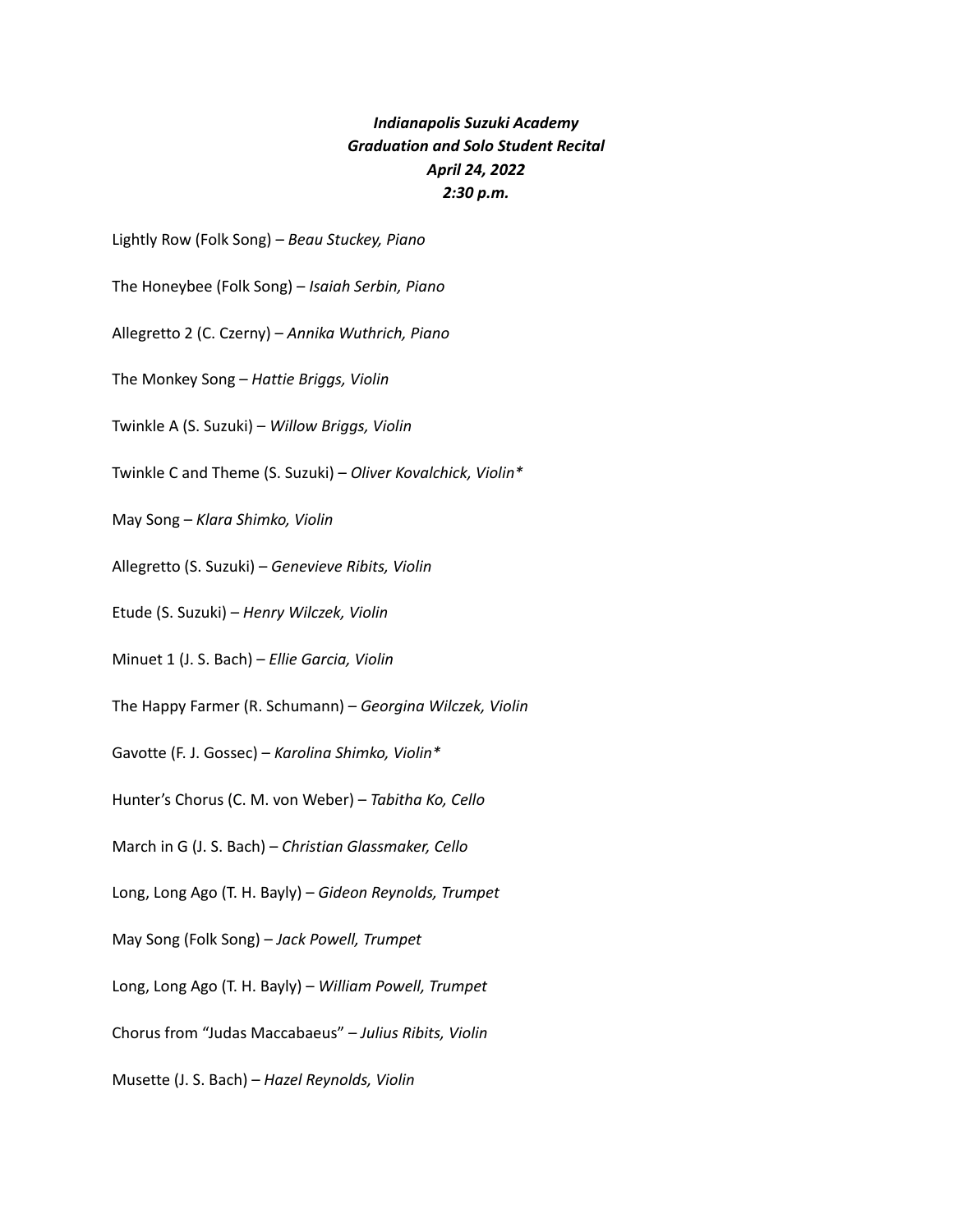***Indianapolis Suzuki Academy***
***Graduation and Solo Student Recital***
***April 24, 2022***
***2:30 p.m.***

Lightly Row (Folk Song) – *Beau Stuckey, Piano*

The Honeybee (Folk Song) – *Isaiah Serbin, Piano*

Allegretto 2 (C. Czerny) – *Annika Wuthrich, Piano*

The Monkey Song – *Hattie Briggs, Violin*

Twinkle A (S. Suzuki) – *Willow Briggs, Violin*

Twinkle C and Theme (S. Suzuki) – *Oliver Kovalchick, Violin**

May Song – *Klara Shimko, Violin*

Allegretto (S. Suzuki) – *Genevieve Ribits, Violin*

Etude (S. Suzuki) – *Henry Wilczek, Violin*

Minuet 1 (J. S. Bach) – *Ellie Garcia, Violin*

The Happy Farmer (R. Schumann) – *Georgina Wilczek, Violin*

Gavotte (F. J. Gossec) – *Karolina Shimko, Violin**

Hunter's Chorus (C. M. von Weber) – *Tabitha Ko, Cello*

March in G (J. S. Bach) – *Christian Glassmaker, Cello*

Long, Long Ago (T. H. Bayly) – *Gideon Reynolds, Trumpet*

May Song (Folk Song) – *Jack Powell, Trumpet*

Long, Long Ago (T. H. Bayly) – *William Powell, Trumpet*

Chorus from "Judas Maccabaeus" – *Julius Ribits, Violin*

Musette (J. S. Bach) – *Hazel Reynolds, Violin*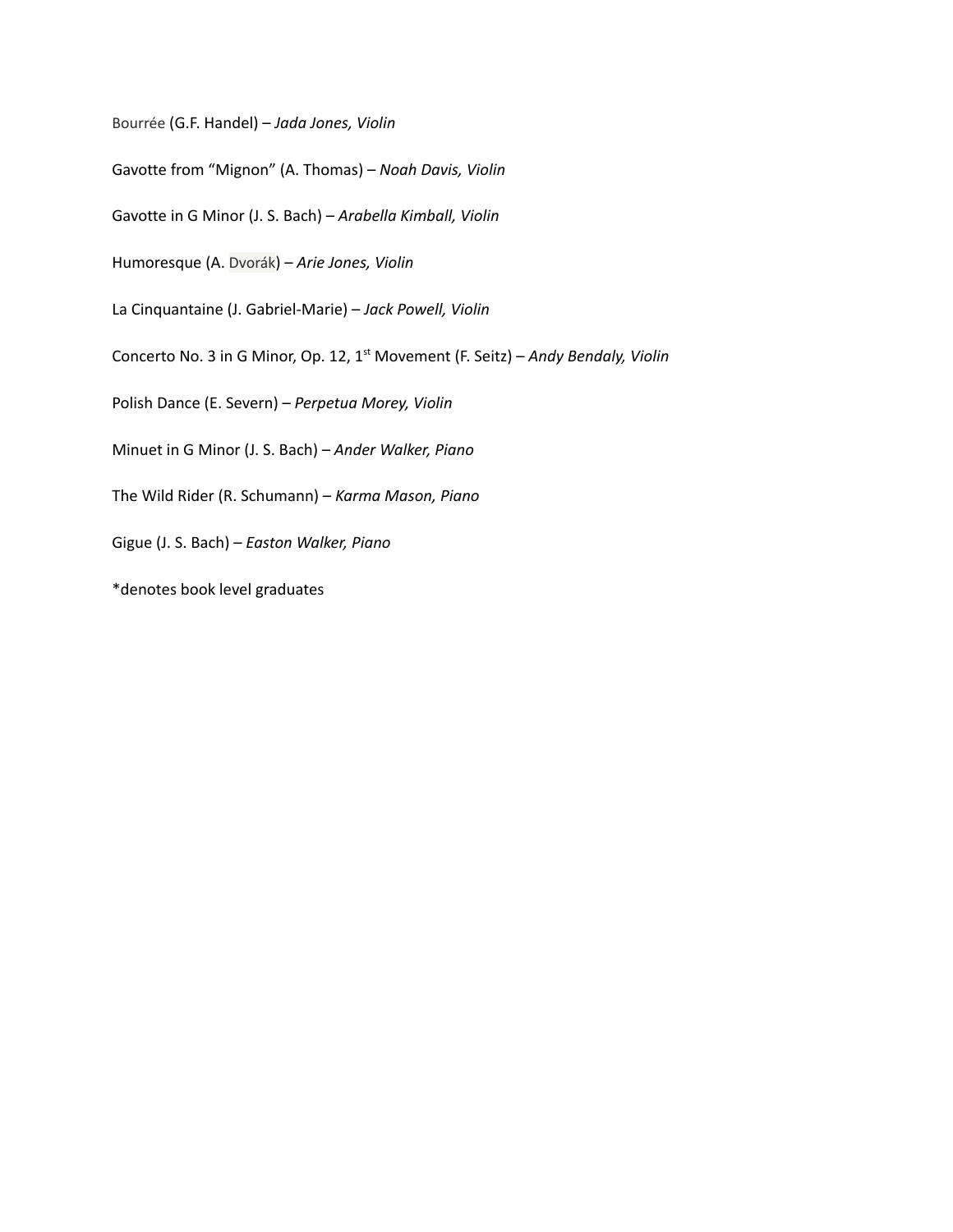Bourrée (G.F. Handel) – *Jada Jones, Violin*

Gavotte from "Mignon" (A. Thomas) – *Noah Davis, Violin*

Gavotte in G Minor (J. S. Bach) – *Arabella Kimball, Violin*

Humoresque (A. Dvorák) – *Arie Jones, Violin*

La Cinquantaine (J. Gabriel-Marie) – *Jack Powell, Violin*

Concerto No. 3 in G Minor, Op. 12, 1st Movement (F. Seitz) – *Andy Bendaly, Violin*

Polish Dance (E. Severn) – *Perpetua Morey, Violin*

Minuet in G Minor (J. S. Bach) – *Ander Walker, Piano*

The Wild Rider (R. Schumann) – *Karma Mason, Piano*

Gigue (J. S. Bach) – *Easton Walker, Piano*

*denotes book level graduates